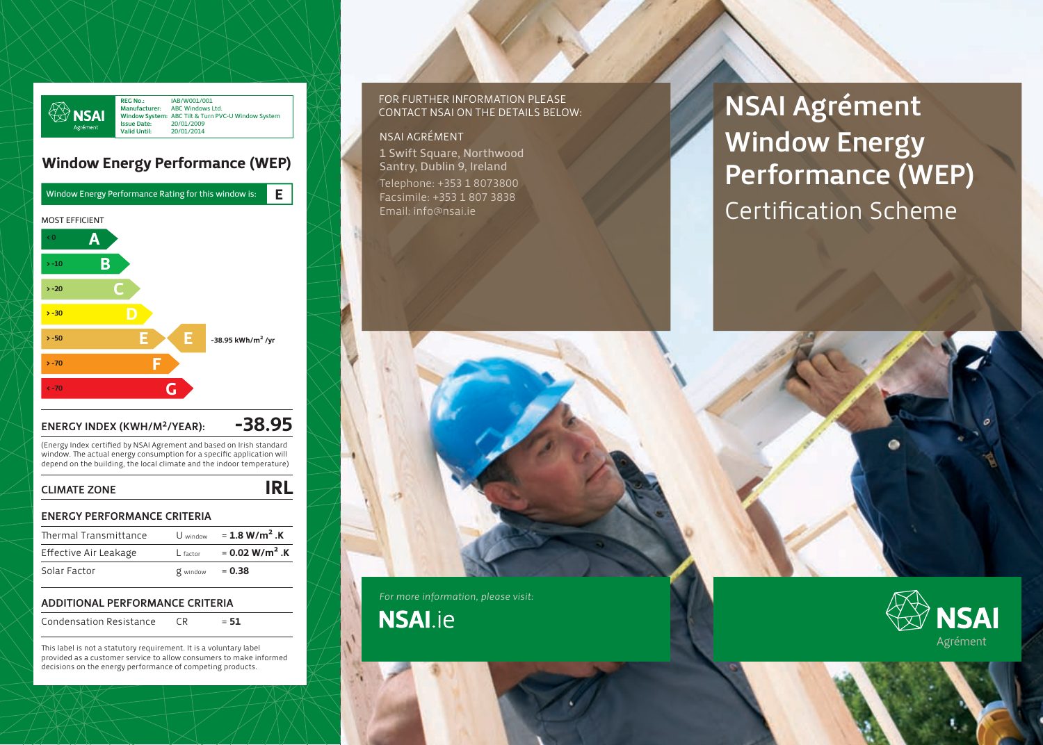| REG No.: | IAB/W001/001 |
|---|---|
| Manufacturer: | ABC Windows Ltd. |
| Window System: | ABC Tilt & Turn PVC-U Window System |
| Issue Date: | 20/01/2009 |
| Valid Until: | 20/01/2014 |

NSAI Agrément

## Window Energy Performance (WEP)

Window Energy Performance Rating for this window is: **E**

MOST EFFICIENT

- < 0 **A**
- > -10 **B**
- > -20 **C**
- > -30 **D**
- > -50 **E** — **E** -38.95 kWh/m² /yr
- > -70 **F**
- < -70 **G**

**ENERGY INDEX (KWH/M²/YEAR): -38.95**

(Energy Index certified by NSAI Agrement and based on Irish standard window. The actual energy consumption for a specific application will depend on the building, the local climate and the indoor temperature)

**CLIMATE ZONE — IRL**

**ENERGY PERFORMANCE CRITERIA**

| | | |
|---|---|---|
| Thermal Transmittance | $U_{window}$ | = **1.8 W/m² .K** |
| Effective Air Leakage | $L_{factor}$ | = **0.02 W/m² .K** |
| Solar Factor | $g_{window}$ | = **0.38** |

**ADDITIONAL PERFORMANCE CRITERIA**

| | | |
|---|---|---|
| Condensation Resistance | CR | = **51** |

This label is not a statutory requirement. It is a voluntary label provided as a customer service to allow consumers to make informed decisions on the energy performance of competing products.

FOR FURTHER INFORMATION PLEASE CONTACT NSAI ON THE DETAILS BELOW:

NSAI AGRÉMENT
1 Swift Square, Northwood
Santry, Dublin 9, Ireland
Telephone: +353 1 8073800
Facsimile: +353 1 807 3838
Email: info@nsai.ie

# NSAI Agrément Window Energy Performance (WEP)

## Certification Scheme

*For more information, please visit:*

**NSAI.ie**

NSAI Agrément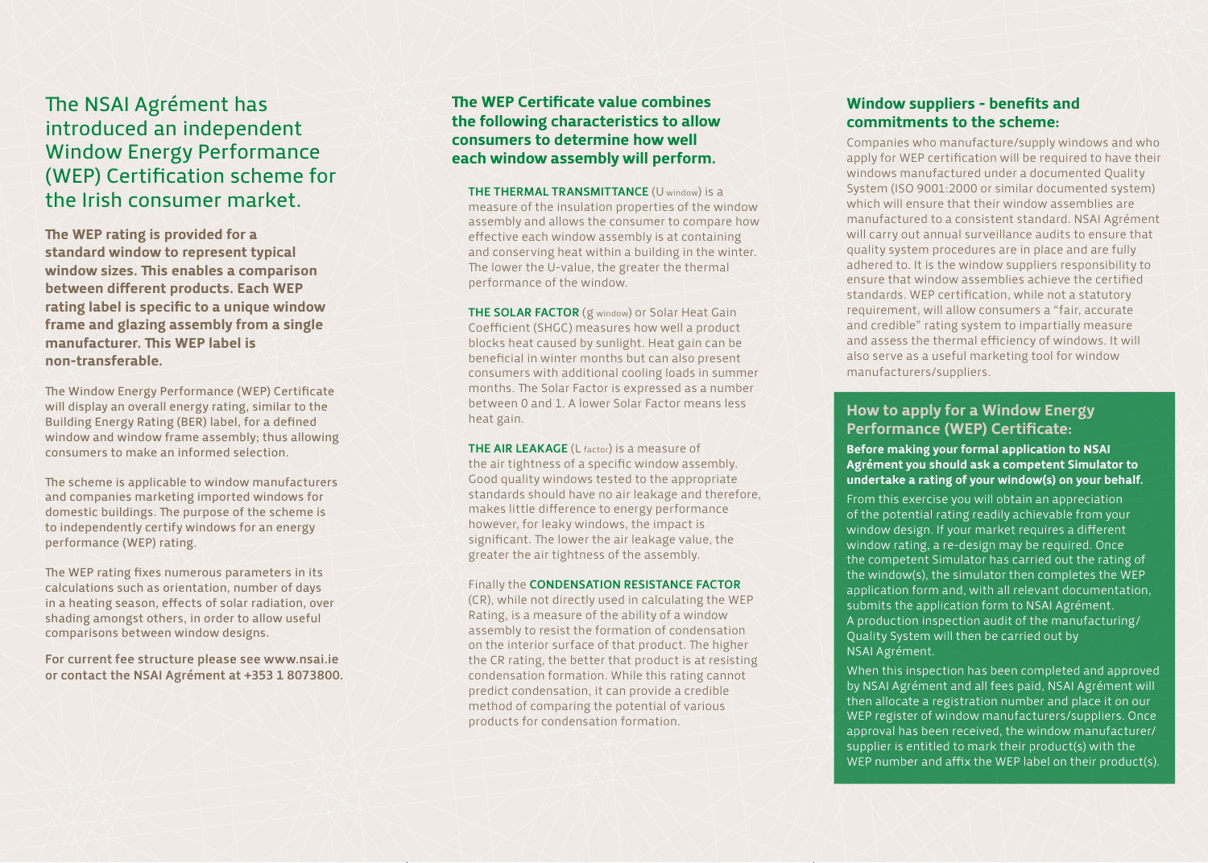## The NSAI Agrément has introduced an independent Window Energy Performance (WEP) Certification scheme for the Irish consumer market.

**The WEP rating is provided for a standard window to represent typical window sizes. This enables a comparison between different products. Each WEP rating label is specific to a unique window frame and glazing assembly from a single manufacturer. This WEP label is non-transferable.**

The Window Energy Performance (WEP) Certificate will display an overall energy rating, similar to the Building Energy Rating (BER) label, for a defined window and window frame assembly; thus allowing consumers to make an informed selection.

The scheme is applicable to window manufacturers and companies marketing imported windows for domestic buildings. The purpose of the scheme is to independently certify windows for an energy performance (WEP) rating.

The WEP rating fixes numerous parameters in its calculations such as orientation, number of days in a heating season, effects of solar radiation, over shading amongst others, in order to allow useful comparisons between window designs.

**For current fee structure please see www.nsai.ie or contact the NSAI Agrément at +353 1 8073800.**

### The WEP Certificate value combines the following characteristics to allow consumers to determine how well each window assembly will perform.

**THE THERMAL TRANSMITTANCE** ($U_{window}$) is a measure of the insulation properties of the window assembly and allows the consumer to compare how effective each window assembly is at containing and conserving heat within a building in the winter. The lower the U-value, the greater the thermal performance of the window.

**THE SOLAR FACTOR** ($g_{window}$) or Solar Heat Gain Coefficient (SHGC) measures how well a product blocks heat caused by sunlight. Heat gain can be beneficial in winter months but can also present consumers with additional cooling loads in summer months. The Solar Factor is expressed as a number between 0 and 1. A lower Solar Factor means less heat gain.

**THE AIR LEAKAGE** ($L_{factor}$) is a measure of the air tightness of a specific window assembly. Good quality windows tested to the appropriate standards should have no air leakage and therefore, makes little difference to energy performance however, for leaky windows, the impact is significant. The lower the air leakage value, the greater the air tightness of the assembly.

Finally the **CONDENSATION RESISTANCE FACTOR** (CR), while not directly used in calculating the WEP Rating, is a measure of the ability of a window assembly to resist the formation of condensation on the interior surface of that product. The higher the CR rating, the better that product is at resisting condensation formation. While this rating cannot predict condensation, it can provide a credible method of comparing the potential of various products for condensation formation.

### Window suppliers - benefits and commitments to the scheme:

Companies who manufacture/supply windows and who apply for WEP certification will be required to have their windows manufactured under a documented Quality System (ISO 9001:2000 or similar documented system) which will ensure that their window assemblies are manufactured to a consistent standard. NSAI Agrément will carry out annual surveillance audits to ensure that quality system procedures are in place and are fully adhered to. It is the window suppliers responsibility to ensure that window assemblies achieve the certified standards. WEP certification, while not a statutory requirement, will allow consumers a "fair, accurate and credible" rating system to impartially measure and assess the thermal efficiency of windows. It will also serve as a useful marketing tool for window manufacturers/suppliers.

### How to apply for a Window Energy Performance (WEP) Certificate:

**Before making your formal application to NSAI Agrément you should ask a competent Simulator to undertake a rating of your window(s) on your behalf.**

From this exercise you will obtain an appreciation of the potential rating readily achievable from your window design. If your market requires a different window rating, a re-design may be required. Once the competent Simulator has carried out the rating of the window(s), the simulator then completes the WEP application form and, with all relevant documentation, submits the application form to NSAI Agrément. A production inspection audit of the manufacturing/ Quality System will then be carried out by NSAI Agrément.

When this inspection has been completed and approved by NSAI Agrément and all fees paid, NSAI Agrément will then allocate a registration number and place it on our WEP register of window manufacturers/suppliers. Once approval has been received, the window manufacturer/ supplier is entitled to mark their product(s) with the WEP number and affix the WEP label on their product(s).